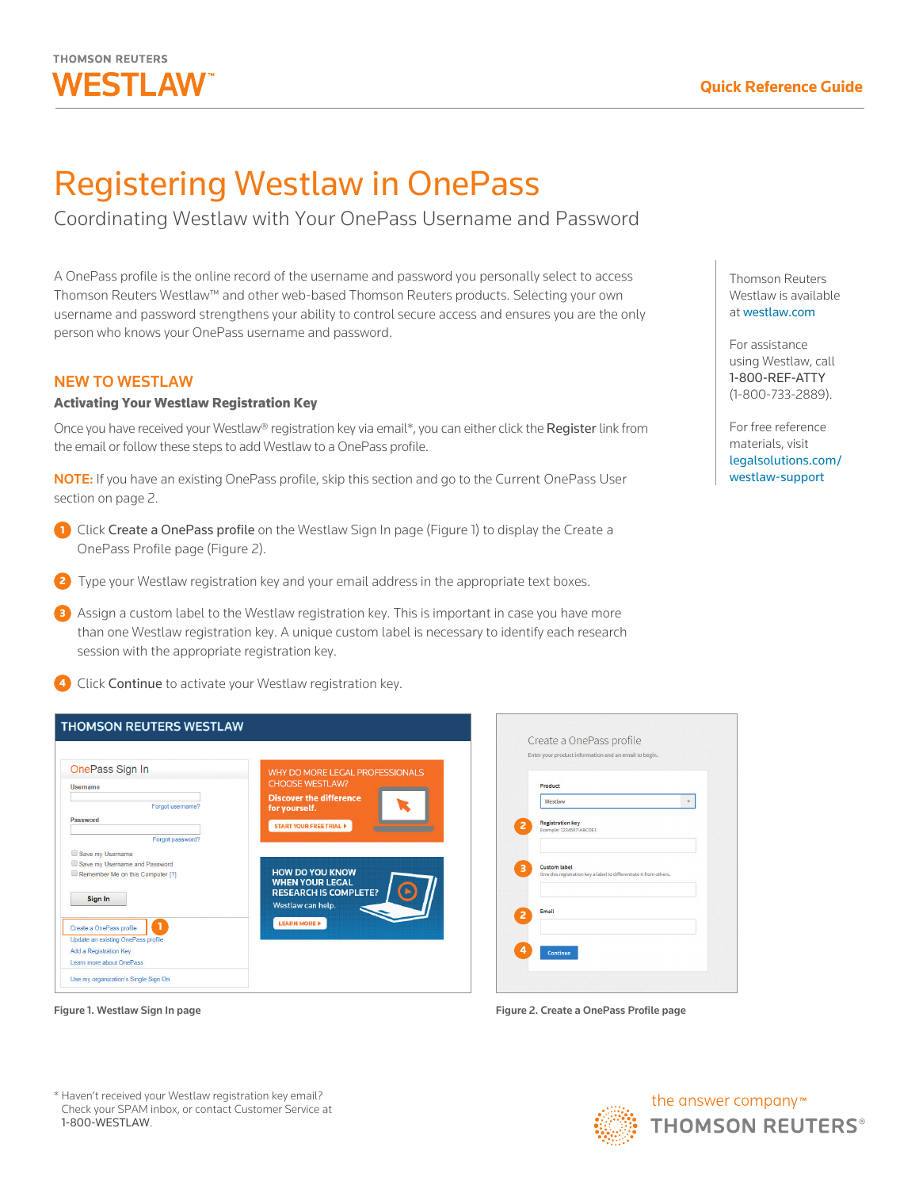THOMSON REUTERS

WESTLAW™

Quick Reference Guide

# Registering Westlaw in OnePass

## Coordinating Westlaw with Your OnePass Username and Password

A OnePass profile is the online record of the username and password you personally select to access Thomson Reuters Westlaw™ and other web-based Thomson Reuters products. Selecting your own username and password strengthens your ability to control secure access and ensures you are the only person who knows your OnePass username and password.

Thomson Reuters Westlaw is available at westlaw.com

For assistance using Westlaw, call 1-800-REF-ATTY (1-800-733-2889).

For free reference materials, visit legalsolutions.com/westlaw-support

### NEW TO WESTLAW

**Activating Your Westlaw Registration Key**

Once you have received your Westlaw® registration key via email*, you can either click the **Register** link from the email or follow these steps to add Westlaw to a OnePass profile.

**NOTE:** If you have an existing OnePass profile, skip this section and go to the Current OnePass User section on page 2.

1. Click **Create a OnePass profile** on the Westlaw Sign In page (Figure 1) to display the Create a OnePass Profile page (Figure 2).
2. Type your Westlaw registration key and your email address in the appropriate text boxes.
3. Assign a custom label to the Westlaw registration key. This is important in case you have more than one Westlaw registration key. A unique custom label is necessary to identify each research session with the appropriate registration key.
4. Click **Continue** to activate your Westlaw registration key.

Figure 1. Westlaw Sign In page

Figure 2. Create a OnePass Profile page

* Haven't received your Westlaw registration key email? Check your SPAM inbox, or contact Customer Service at 1-800-WESTLAW.

the answer company™ THOMSON REUTERS®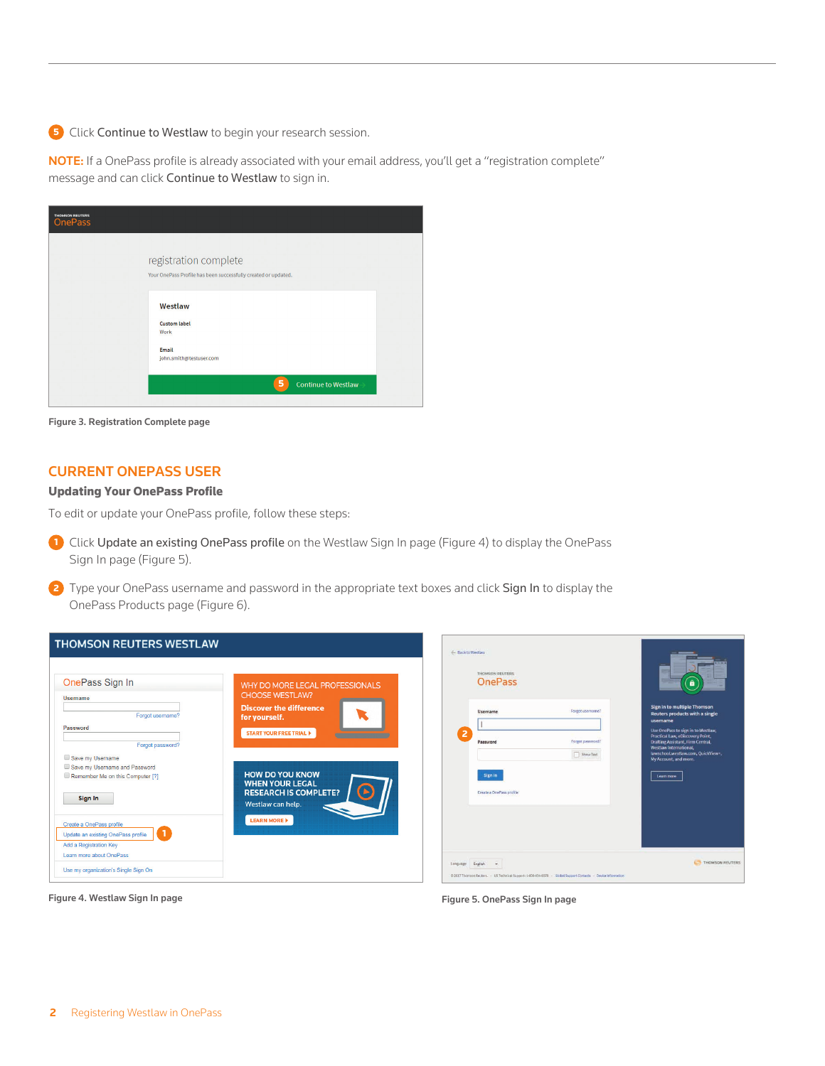5. Click **Continue to Westlaw** to begin your research session.

**NOTE:** If a OnePass profile is already associated with your email address, you'll get a "registration complete" message and can click **Continue to Westlaw** to sign in.

Figure 3. Registration Complete page

## CURRENT ONEPASS USER

### Updating Your OnePass Profile

To edit or update your OnePass profile, follow these steps:

1. Click **Update an existing OnePass profile** on the Westlaw Sign In page (Figure 4) to display the OnePass Sign In page (Figure 5).

2. Type your OnePass username and password in the appropriate text boxes and click **Sign In** to display the OnePass Products page (Figure 6).

Figure 4. Westlaw Sign In page

Figure 5. OnePass Sign In page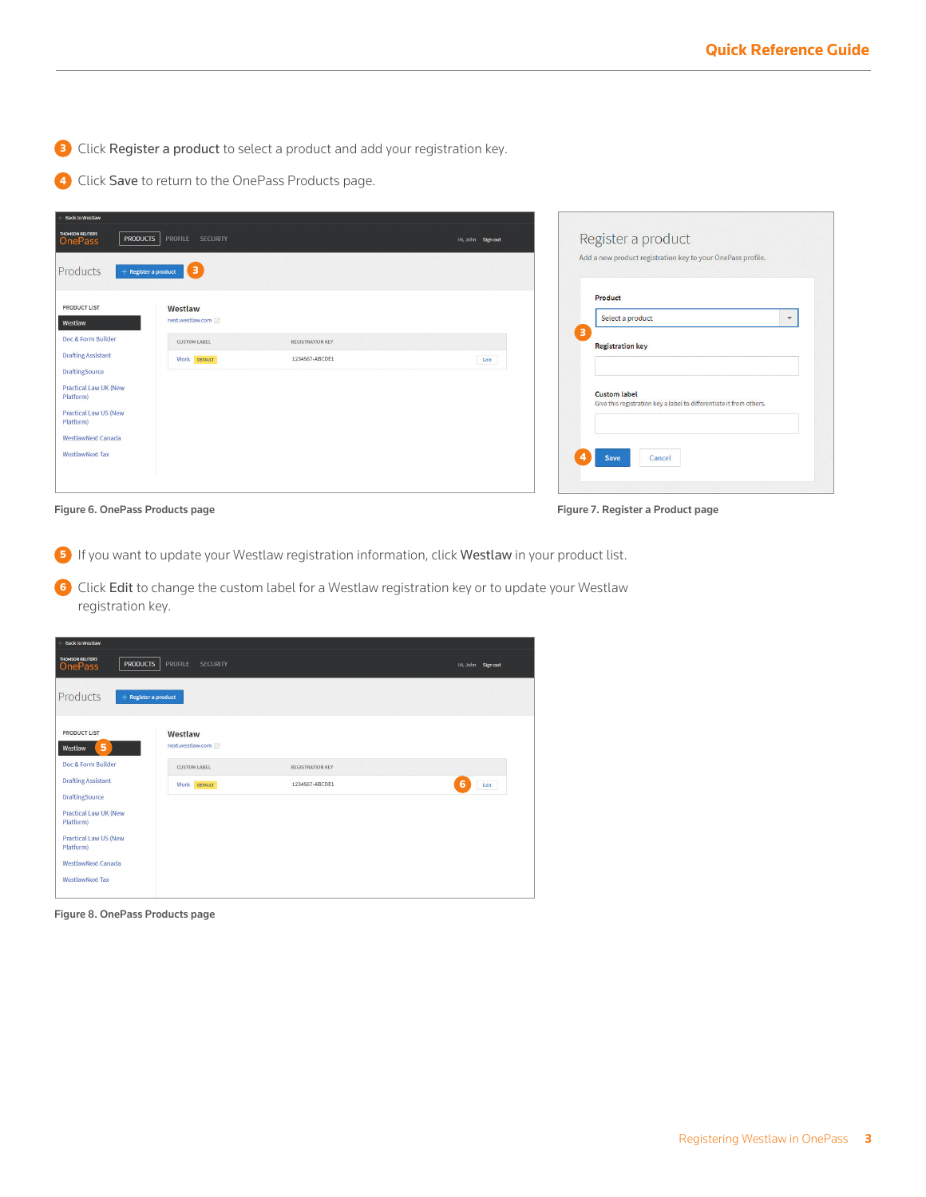3. Click **Register a product** to select a product and add your registration key.
4. Click **Save** to return to the OnePass Products page.

Figure 6. OnePass Products page

Figure 7. Register a Product page

5. If you want to update your Westlaw registration information, click **Westlaw** in your product list.
6. Click **Edit** to change the custom label for a Westlaw registration key or to update your Westlaw registration key.

Figure 8. OnePass Products page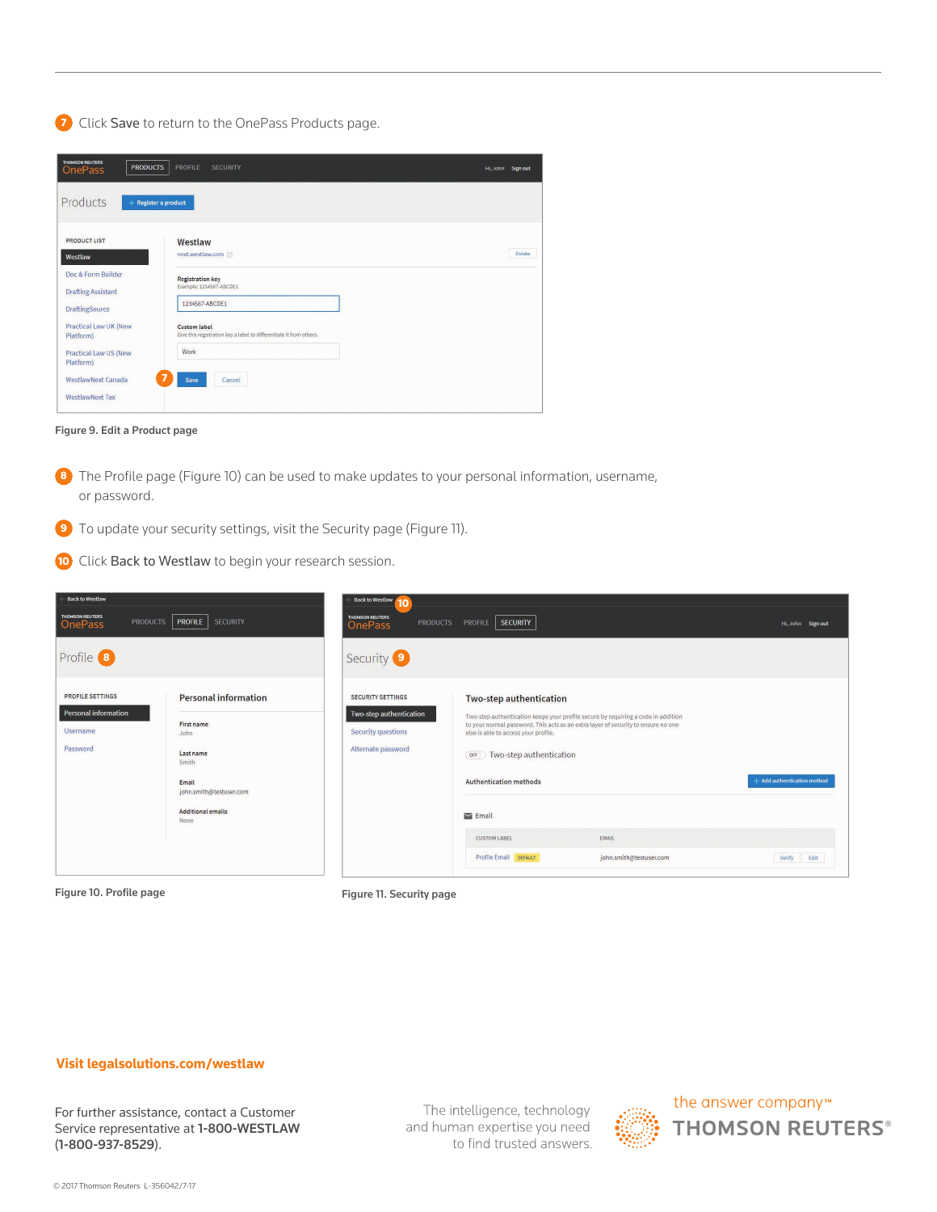7. Click **Save** to return to the OnePass Products page.

Figure 9. Edit a Product page

8. The Profile page (Figure 10) can be used to make updates to your personal information, username, or password.

9. To update your security settings, visit the Security page (Figure 11).

10. Click **Back to Westlaw** to begin your research session.

Figure 10. Profile page

Figure 11. Security page

**Visit legalsolutions.com/westlaw**

For further assistance, contact a Customer Service representative at **1-800-WESTLAW (1-800-937-8529)**.

The intelligence, technology and human expertise you need to find trusted answers.

the answer company™
THOMSON REUTERS®

© 2017 Thomson Reuters L-356042/7-17